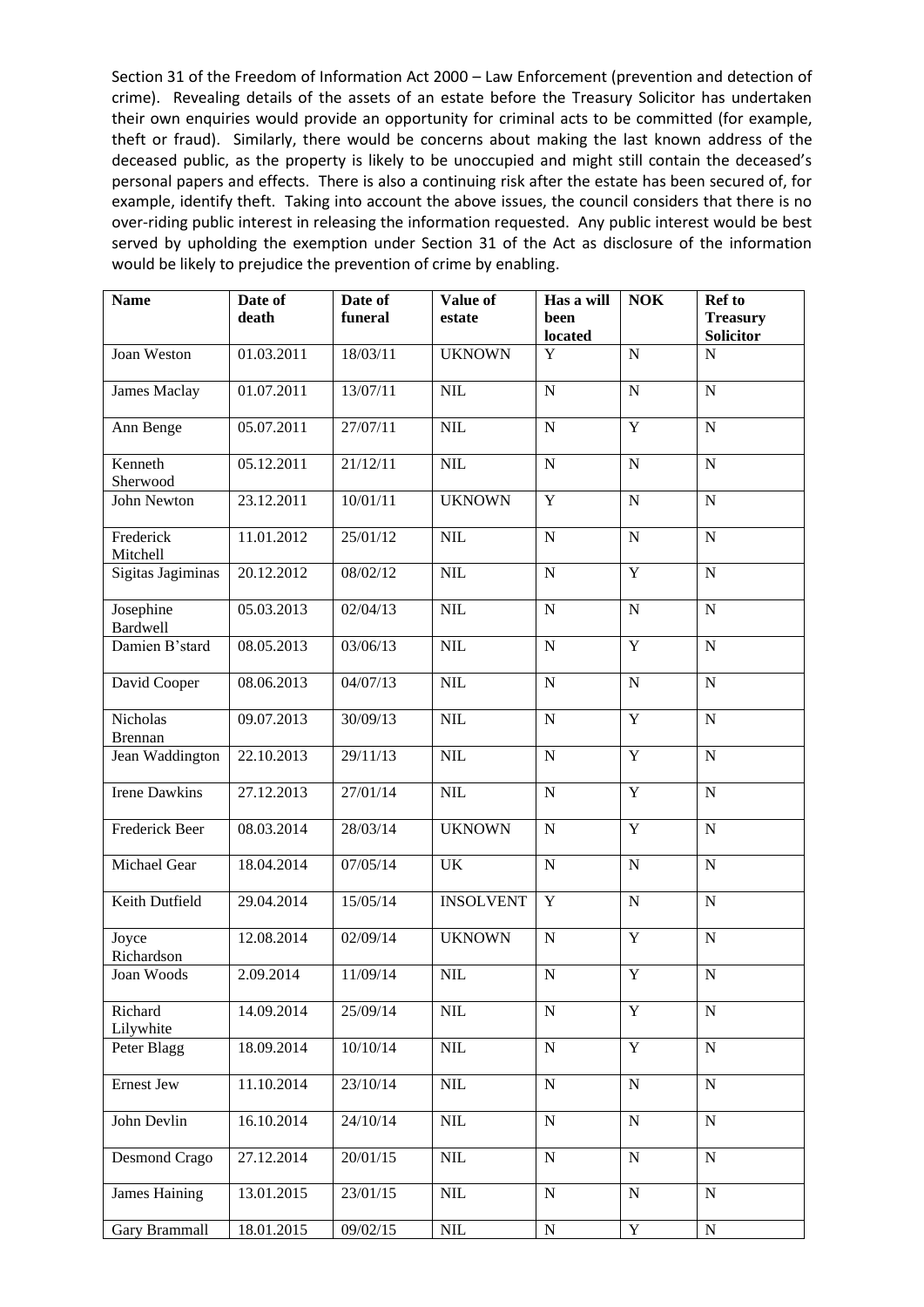Section 31 of the Freedom of Information Act 2000 – Law Enforcement (prevention and detection of crime). Revealing details of the assets of an estate before the Treasury Solicitor has undertaken their own enquiries would provide an opportunity for criminal acts to be committed (for example, theft or fraud). Similarly, there would be concerns about making the last known address of the deceased public, as the property is likely to be unoccupied and might still contain the deceased's personal papers and effects. There is also a continuing risk after the estate has been secured of, for example, identify theft. Taking into account the above issues, the council considers that there is no over-riding public interest in releasing the information requested. Any public interest would be best served by upholding the exemption under Section 31 of the Act as disclosure of the information would be likely to prejudice the prevention of crime by enabling.

| Name | Date of death | Date of funeral | Value of estate | Has a will been located | NOK | Ref to Treasury Solicitor |
|---|---|---|---|---|---|---|
| Joan Weston | 01.03.2011 | 18/03/11 | UKNOWN | Y | N | N |
| James Maclay | 01.07.2011 | 13/07/11 | NIL | N | N | N |
| Ann Benge | 05.07.2011 | 27/07/11 | NIL | N | Y | N |
| Kenneth Sherwood | 05.12.2011 | 21/12/11 | NIL | N | N | N |
| John Newton | 23.12.2011 | 10/01/11 | UKNOWN | Y | N | N |
| Frederick Mitchell | 11.01.2012 | 25/01/12 | NIL | N | N | N |
| Sigitas Jagiminas | 20.12.2012 | 08/02/12 | NIL | N | Y | N |
| Josephine Bardwell | 05.03.2013 | 02/04/13 | NIL | N | N | N |
| Damien B'stard | 08.05.2013 | 03/06/13 | NIL | N | Y | N |
| David Cooper | 08.06.2013 | 04/07/13 | NIL | N | N | N |
| Nicholas Brennan | 09.07.2013 | 30/09/13 | NIL | N | Y | N |
| Jean Waddington | 22.10.2013 | 29/11/13 | NIL | N | Y | N |
| Irene Dawkins | 27.12.2013 | 27/01/14 | NIL | N | Y | N |
| Frederick Beer | 08.03.2014 | 28/03/14 | UKNOWN | N | Y | N |
| Michael Gear | 18.04.2014 | 07/05/14 | UK | N | N | N |
| Keith Dutfield | 29.04.2014 | 15/05/14 | INSOLVENT | Y | N | N |
| Joyce Richardson | 12.08.2014 | 02/09/14 | UKNOWN | N | Y | N |
| Joan Woods | 2.09.2014 | 11/09/14 | NIL | N | Y | N |
| Richard Lilywhite | 14.09.2014 | 25/09/14 | NIL | N | Y | N |
| Peter Blagg | 18.09.2014 | 10/10/14 | NIL | N | Y | N |
| Ernest Jew | 11.10.2014 | 23/10/14 | NIL | N | N | N |
| John Devlin | 16.10.2014 | 24/10/14 | NIL | N | N | N |
| Desmond Crago | 27.12.2014 | 20/01/15 | NIL | N | N | N |
| James Haining | 13.01.2015 | 23/01/15 | NIL | N | N | N |
| Gary Brammall | 18.01.2015 | 09/02/15 | NIL | N | Y | N |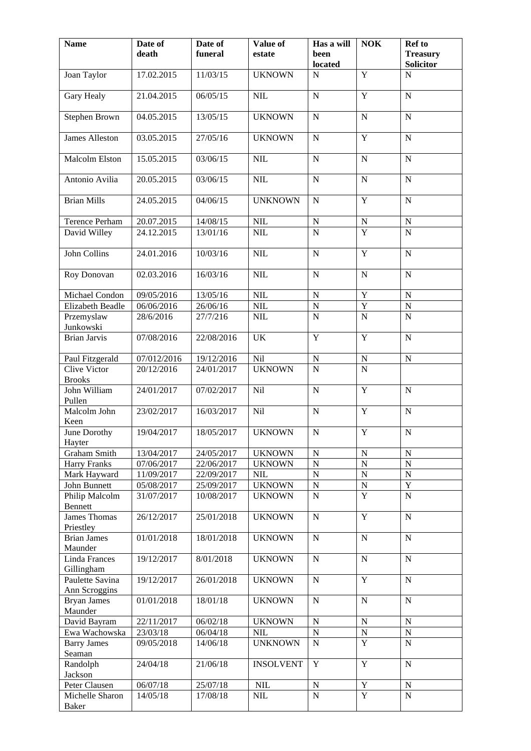| Name | Date of death | Date of funeral | Value of estate | Has a will been located | NOK | Ref to Treasury Solicitor |
|---|---|---|---|---|---|---|
| Joan Taylor | 17.02.2015 | 11/03/15 | UKNOWN | N | Y | N |
| Gary Healy | 21.04.2015 | 06/05/15 | NIL | N | Y | N |
| Stephen Brown | 04.05.2015 | 13/05/15 | UKNOWN | N | N | N |
| James Alleston | 03.05.2015 | 27/05/16 | UKNOWN | N | Y | N |
| Malcolm Elston | 15.05.2015 | 03/06/15 | NIL | N | N | N |
| Antonio Avilia | 20.05.2015 | 03/06/15 | NIL | N | N | N |
| Brian Mills | 24.05.2015 | 04/06/15 | UNKNOWN | N | Y | N |
| Terence Perham | 20.07.2015 | 14/08/15 | NIL | N | N | N |
| David Willey | 24.12.2015 | 13/01/16 | NIL | N | Y | N |
| John Collins | 24.01.2016 | 10/03/16 | NIL | N | Y | N |
| Roy Donovan | 02.03.2016 | 16/03/16 | NIL | N | N | N |
| Michael Condon | 09/05/2016 | 13/05/16 | NIL | N | Y | N |
| Elizabeth Beadle | 06/06/2016 | 26/06/16 | NIL | N | Y | N |
| Przemyslaw Junkowski | 28/6/2016 | 27/7/216 | NIL | N | N | N |
| Brian Jarvis | 07/08/2016 | 22/08/2016 | UK | Y | Y | N |
| Paul Fitzgerald | 07/012/2016 | 19/12/2016 | Nil | N | N | N |
| Clive Victor Brooks | 20/12/2016 | 24/01/2017 | UKNOWN | N | N | |
| John William Pullen | 24/01/2017 | 07/02/2017 | Nil | N | Y | N |
| Malcolm John Keen | 23/02/2017 | 16/03/2017 | Nil | N | Y | N |
| June Dorothy Hayter | 19/04/2017 | 18/05/2017 | UKNOWN | N | Y | N |
| Graham Smith | 13/04/2017 | 24/05/2017 | UKNOWN | N | N | N |
| Harry Franks | 07/06/2017 | 22/06/2017 | UKNOWN | N | N | N |
| Mark Hayward | 11/09/2017 | 22/09/2017 | NIL | N | N | N |
| John Bunnett | 05/08/2017 | 25/09/2017 | UKNOWN | N | N | Y |
| Philip Malcolm Bennett | 31/07/2017 | 10/08/2017 | UKNOWN | N | Y | N |
| James Thomas Priestley | 26/12/2017 | 25/01/2018 | UKNOWN | N | Y | N |
| Brian James Maunder | 01/01/2018 | 18/01/2018 | UKNOWN | N | N | N |
| Linda Frances Gillingham | 19/12/2017 | 8/01/2018 | UKNOWN | N | N | N |
| Paulette Savina Ann Scroggins | 19/12/2017 | 26/01/2018 | UKNOWN | N | Y | N |
| Bryan James Maunder | 01/01/2018 | 18/01/18 | UKNOWN | N | N | N |
| David Bayram | 22/11/2017 | 06/02/18 | UKNOWN | N | N | N |
| Ewa Wachowska | 23/03/18 | 06/04/18 | NIL | N | N | N |
| Barry James Seaman | 09/05/2018 | 14/06/18 | UNKNOWN | N | Y | N |
| Randolph Jackson | 24/04/18 | 21/06/18 | INSOLVENT | Y | Y | N |
| Peter Clausen | 06/07/18 | 25/07/18 | NIL | N | Y | N |
| Michelle Sharon Baker | 14/05/18 | 17/08/18 | NIL | N | Y | N |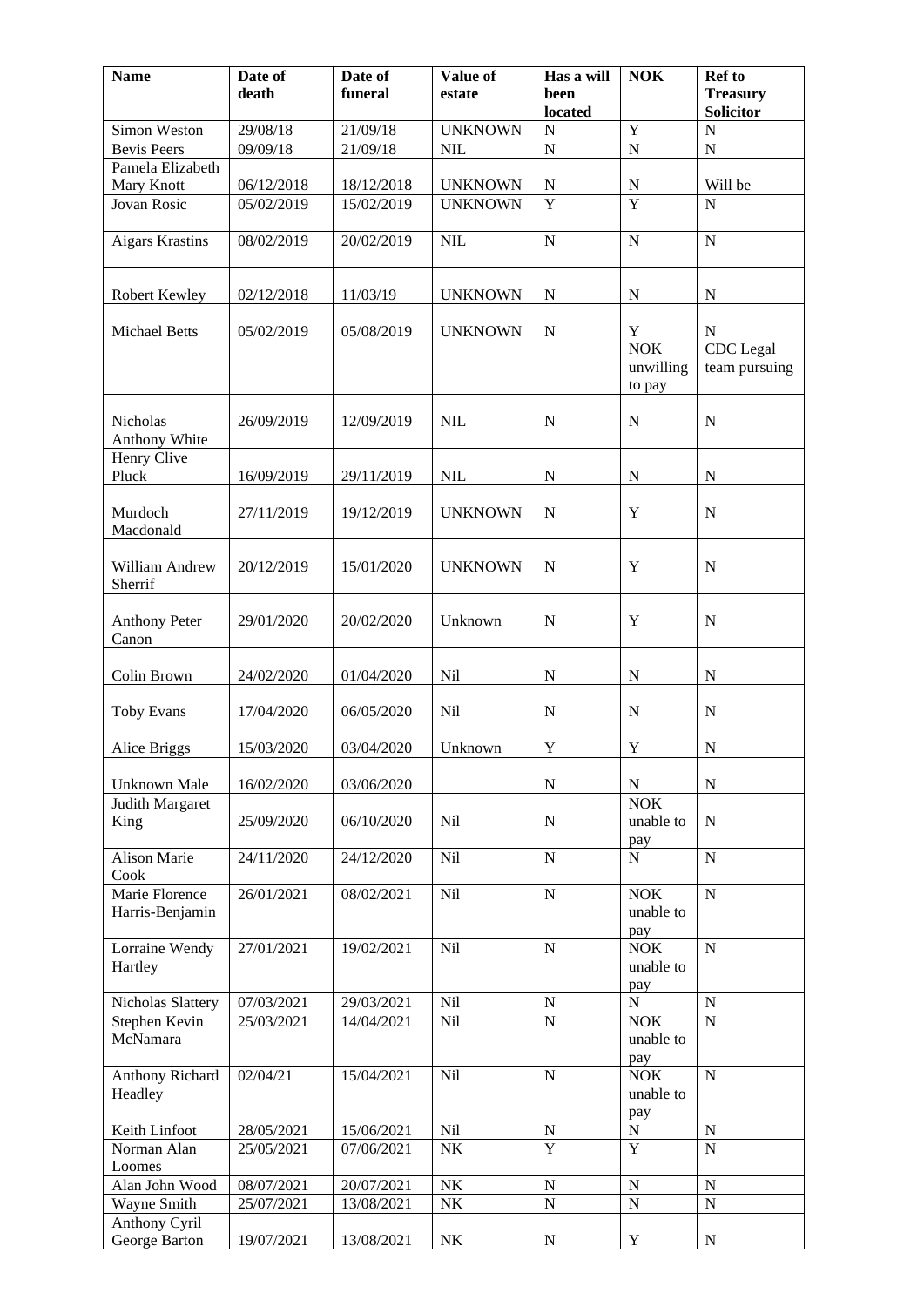| Name | Date of death | Date of funeral | Value of estate | Has a will been located | NOK | Ref to Treasury Solicitor |
|---|---|---|---|---|---|---|
| Simon Weston | 29/08/18 | 21/09/18 | UNKNOWN | N | Y | N |
| Bevis Peers | 09/09/18 | 21/09/18 | NIL | N | N | N |
| Pamela Elizabeth Mary Knott | 06/12/2018 | 18/12/2018 | UNKNOWN | N | N | Will be |
| Jovan Rosic | 05/02/2019 | 15/02/2019 | UNKNOWN | Y | Y | N |
| Aigars Krastins | 08/02/2019 | 20/02/2019 | NIL | N | N | N |
| Robert Kewley | 02/12/2018 | 11/03/19 | UNKNOWN | N | N | N |
| Michael Betts | 05/02/2019 | 05/08/2019 | UNKNOWN | N | Y NOK unwilling to pay | N CDC Legal team pursuing |
| Nicholas Anthony White | 26/09/2019 | 12/09/2019 | NIL | N | N | N |
| Henry Clive Pluck | 16/09/2019 | 29/11/2019 | NIL | N | N | N |
| Murdoch Macdonald | 27/11/2019 | 19/12/2019 | UNKNOWN | N | Y | N |
| William Andrew Sherrif | 20/12/2019 | 15/01/2020 | UNKNOWN | N | Y | N |
| Anthony Peter Canon | 29/01/2020 | 20/02/2020 | Unknown | N | Y | N |
| Colin Brown | 24/02/2020 | 01/04/2020 | Nil | N | N | N |
| Toby Evans | 17/04/2020 | 06/05/2020 | Nil | N | N | N |
| Alice Briggs | 15/03/2020 | 03/04/2020 | Unknown | Y | Y | N |
| Unknown Male | 16/02/2020 | 03/06/2020 | | N | N | N |
| Judith Margaret King | 25/09/2020 | 06/10/2020 | Nil | N | NOK unable to pay | N |
| Alison Marie Cook | 24/11/2020 | 24/12/2020 | Nil | N | N | N |
| Marie Florence Harris-Benjamin | 26/01/2021 | 08/02/2021 | Nil | N | NOK unable to pay | N |
| Lorraine Wendy Hartley | 27/01/2021 | 19/02/2021 | Nil | N | NOK unable to pay | N |
| Nicholas Slattery | 07/03/2021 | 29/03/2021 | Nil | N | N | N |
| Stephen Kevin McNamara | 25/03/2021 | 14/04/2021 | Nil | N | NOK unable to pay | N |
| Anthony Richard Headley | 02/04/21 | 15/04/2021 | Nil | N | NOK unable to pay | N |
| Keith Linfoot | 28/05/2021 | 15/06/2021 | Nil | N | N | N |
| Norman Alan Loomes | 25/05/2021 | 07/06/2021 | NK | Y | Y | N |
| Alan John Wood | 08/07/2021 | 20/07/2021 | NK | N | N | N |
| Wayne Smith | 25/07/2021 | 13/08/2021 | NK | N | N | N |
| Anthony Cyril George Barton | 19/07/2021 | 13/08/2021 | NK | N | Y | N |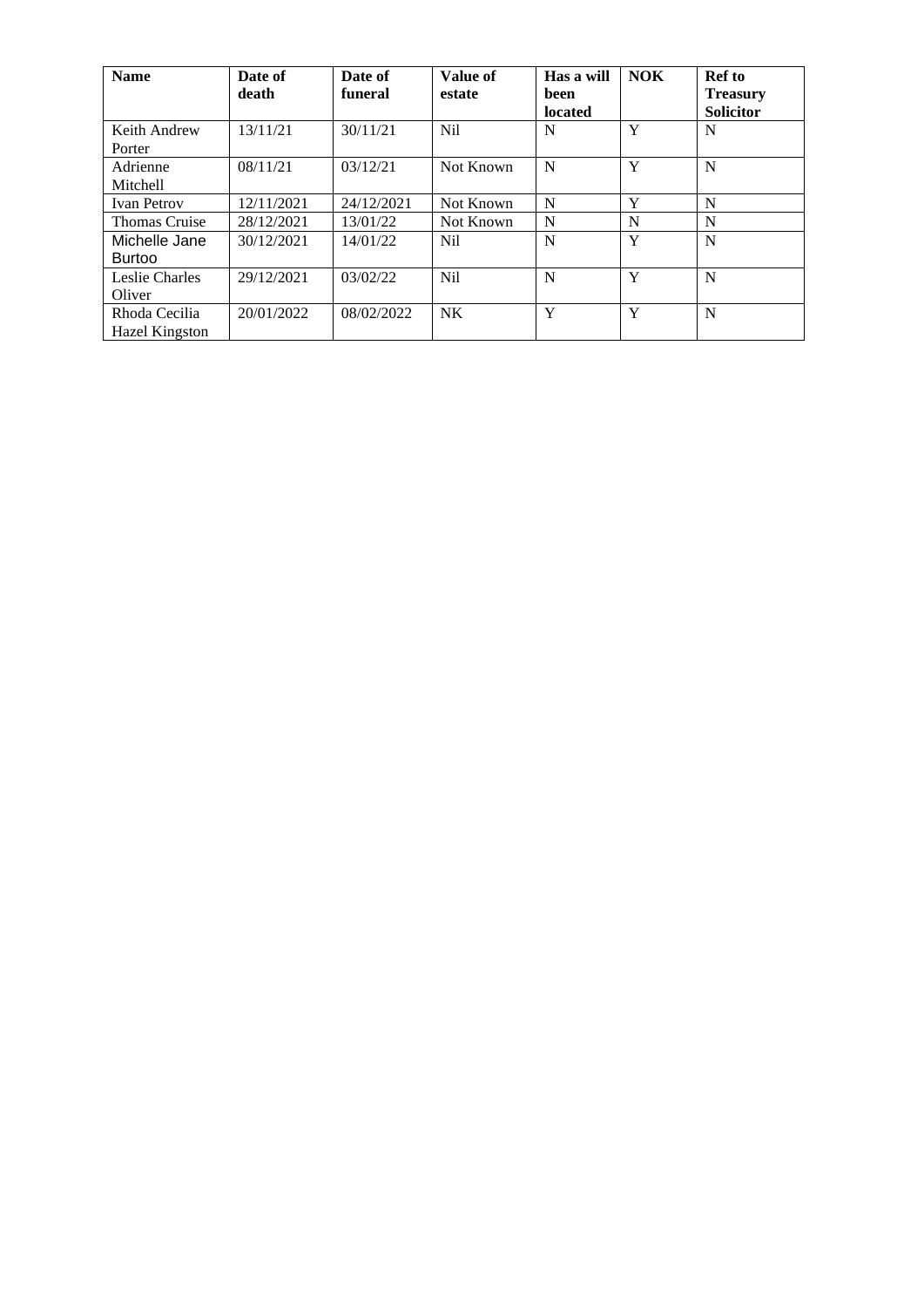| Name | Date of death | Date of funeral | Value of estate | Has a will been located | NOK | Ref to Treasury Solicitor |
|---|---|---|---|---|---|---|
| Keith Andrew Porter | 13/11/21 | 30/11/21 | Nil | N | Y | N |
| Adrienne Mitchell | 08/11/21 | 03/12/21 | Not Known | N | Y | N |
| Ivan Petrov | 12/11/2021 | 24/12/2021 | Not Known | N | Y | N |
| Thomas Cruise | 28/12/2021 | 13/01/22 | Not Known | N | N | N |
| Michelle Jane Burtoo | 30/12/2021 | 14/01/22 | Nil | N | Y | N |
| Leslie Charles Oliver | 29/12/2021 | 03/02/22 | Nil | N | Y | N |
| Rhoda Cecilia Hazel Kingston | 20/01/2022 | 08/02/2022 | NK | Y | Y | N |